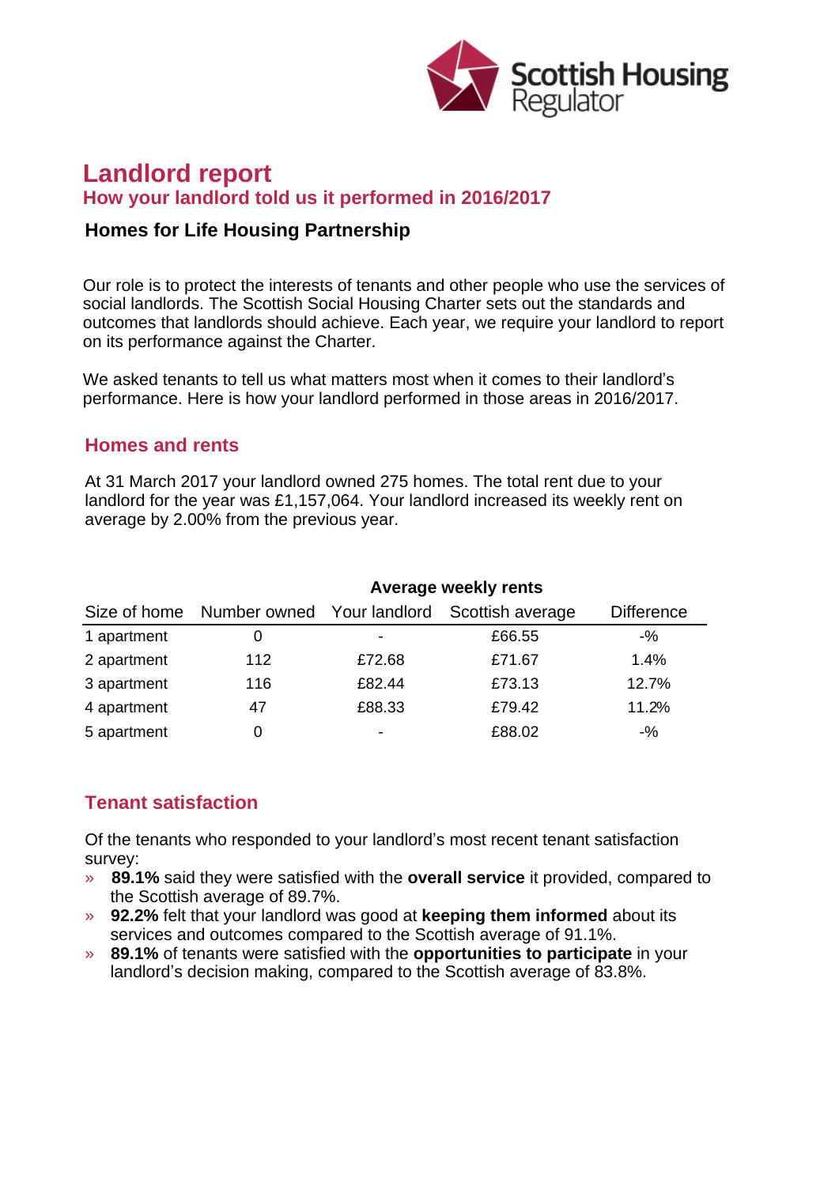# Landlord report

## How your landlord told us it performed in 2016/2017

### Homes for Life Housing Partnership

Our role is to protect the interests of tenants and other people who use the services of social landlords. The Scottish Social Housing Charter sets out the standards and outcomes that landlords should achieve. Each year, we require your landlord to report on its performance against the Charter.

We asked tenants to tell us what matters most when it comes to their landlord's performance. Here is how your landlord performed in those areas in 2016/2017.

## Homes and rents

At 31 March 2017 your landlord owned 275 homes. The total rent due to your landlord for the year was £1,157,064. Your landlord increased its weekly rent on average by 2.00% from the previous year.

| | | Average weekly rents | | |
|---|---|---|---|---|
| Size of home | Number owned | Your landlord | Scottish average | Difference |
| 1 apartment | 0 | - | £66.55 | -% |
| 2 apartment | 112 | £72.68 | £71.67 | 1.4% |
| 3 apartment | 116 | £82.44 | £73.13 | 12.7% |
| 4 apartment | 47 | £88.33 | £79.42 | 11.2% |
| 5 apartment | 0 | - | £88.02 | -% |

## Tenant satisfaction

Of the tenants who responded to your landlord's most recent tenant satisfaction survey:

- **89.1%** said they were satisfied with the **overall service** it provided, compared to the Scottish average of 89.7%.
- **92.2%** felt that your landlord was good at **keeping them informed** about its services and outcomes compared to the Scottish average of 91.1%.
- **89.1%** of tenants were satisfied with the **opportunities to participate** in your landlord's decision making, compared to the Scottish average of 83.8%.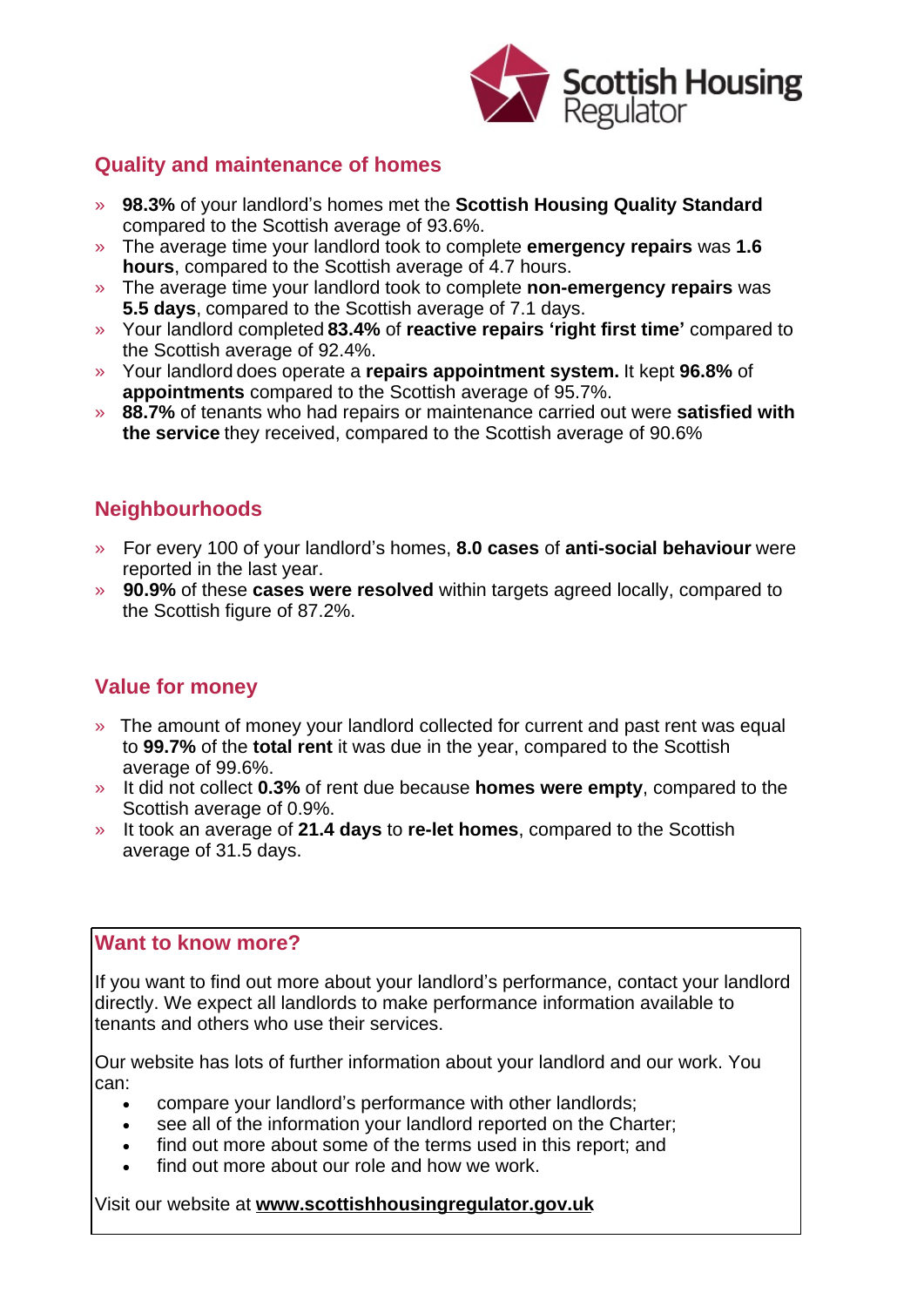## Quality and maintenance of homes

- **98.3%** of your landlord's homes met the **Scottish Housing Quality Standard** compared to the Scottish average of 93.6%.
- The average time your landlord took to complete **emergency repairs** was **1.6 hours**, compared to the Scottish average of 4.7 hours.
- The average time your landlord took to complete **non-emergency repairs** was **5.5 days**, compared to the Scottish average of 7.1 days.
- Your landlord completed **83.4%** of **reactive repairs 'right first time'** compared to the Scottish average of 92.4%.
- Your landlord does operate a **repairs appointment system.** It kept **96.8%** of **appointments** compared to the Scottish average of 95.7%.
- **88.7%** of tenants who had repairs or maintenance carried out were **satisfied with the service** they received, compared to the Scottish average of 90.6%

## Neighbourhoods

- For every 100 of your landlord's homes, **8.0 cases** of **anti-social behaviour** were reported in the last year.
- **90.9%** of these **cases were resolved** within targets agreed locally, compared to the Scottish figure of 87.2%.

## Value for money

- The amount of money your landlord collected for current and past rent was equal to **99.7%** of the **total rent** it was due in the year, compared to the Scottish average of 99.6%.
- It did not collect **0.3%** of rent due because **homes were empty**, compared to the Scottish average of 0.9%.
- It took an average of **21.4 days** to **re-let homes**, compared to the Scottish average of 31.5 days.

## Want to know more?

If you want to find out more about your landlord's performance, contact your landlord directly. We expect all landlords to make performance information available to tenants and others who use their services.

Our website has lots of further information about your landlord and our work. You can:

- compare your landlord's performance with other landlords;
- see all of the information your landlord reported on the Charter;
- find out more about some of the terms used in this report; and
- find out more about our role and how we work.

Visit our website at **www.scottishhousingregulator.gov.uk**